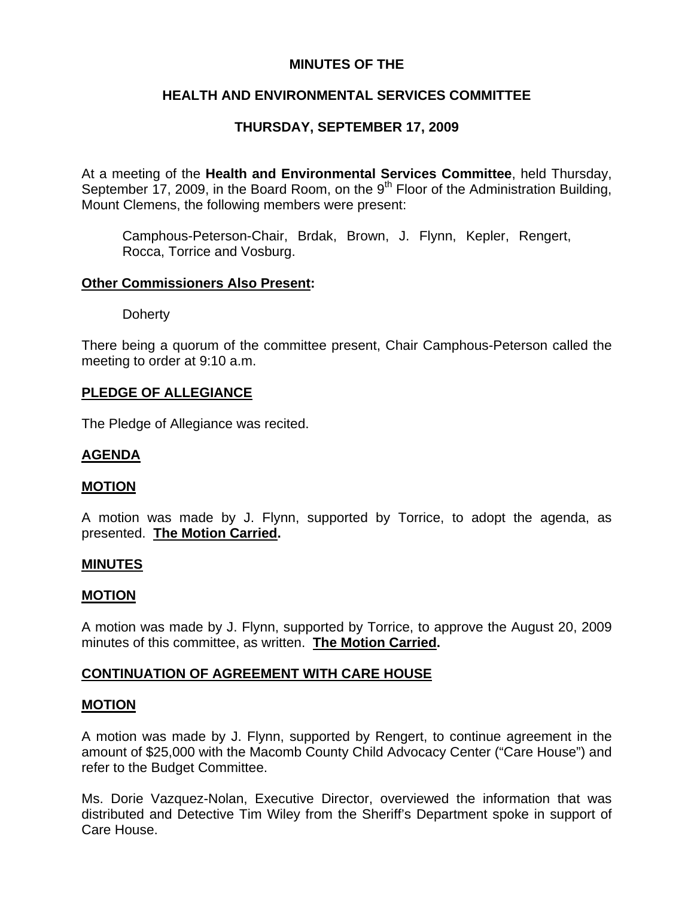**MINUTES OF THE**

**HEALTH AND ENVIRONMENTAL SERVICES COMMITTEE**

**THURSDAY, SEPTEMBER 17, 2009**

At a meeting of the **Health and Environmental Services Committee**, held Thursday, September 17, 2009, in the Board Room, on the 9th Floor of the Administration Building, Mount Clemens, the following members were present:

Camphous-Peterson-Chair, Brdak, Brown, J. Flynn, Kepler, Rengert, Rocca, Torrice and Vosburg.

**Other Commissioners Also Present:**

Doherty

There being a quorum of the committee present, Chair Camphous-Peterson called the meeting to order at 9:10 a.m.

**PLEDGE OF ALLEGIANCE**

The Pledge of Allegiance was recited.

**AGENDA**

**MOTION**

A motion was made by J. Flynn, supported by Torrice, to adopt the agenda, as presented. **The Motion Carried.**

**MINUTES**

**MOTION**

A motion was made by J. Flynn, supported by Torrice, to approve the August 20, 2009 minutes of this committee, as written. **The Motion Carried.**

**CONTINUATION OF AGREEMENT WITH CARE HOUSE**

**MOTION**

A motion was made by J. Flynn, supported by Rengert, to continue agreement in the amount of $25,000 with the Macomb County Child Advocacy Center ("Care House") and refer to the Budget Committee.

Ms. Dorie Vazquez-Nolan, Executive Director, overviewed the information that was distributed and Detective Tim Wiley from the Sheriff's Department spoke in support of Care House.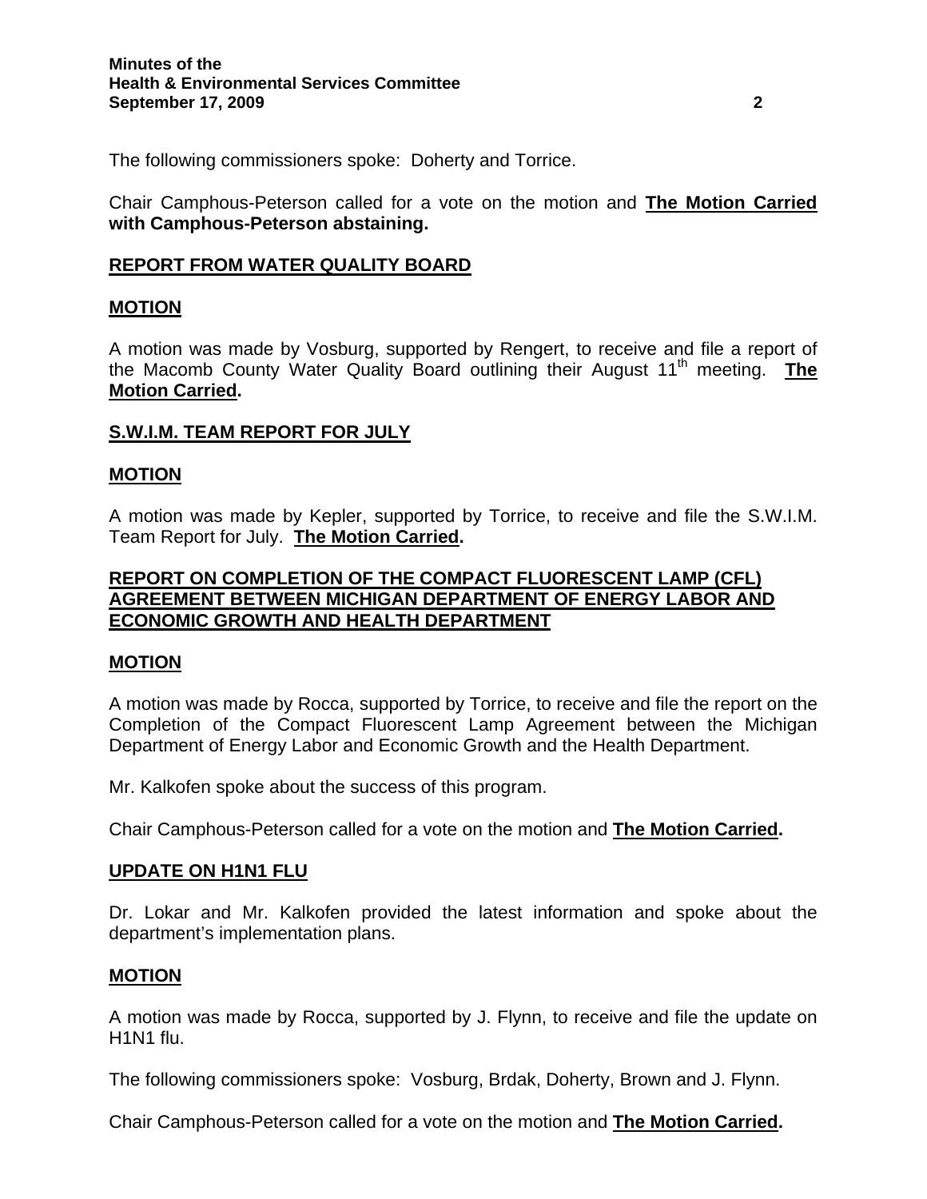The following commissioners spoke: Doherty and Torrice.

Chair Camphous-Peterson called for a vote on the motion and **The Motion Carried with Camphous-Peterson abstaining.**

## REPORT FROM WATER QUALITY BOARD

### MOTION

A motion was made by Vosburg, supported by Rengert, to receive and file a report of the Macomb County Water Quality Board outlining their August 11th meeting. **The Motion Carried.**

## S.W.I.M. TEAM REPORT FOR JULY

### MOTION

A motion was made by Kepler, supported by Torrice, to receive and file the S.W.I.M. Team Report for July. **The Motion Carried.**

## REPORT ON COMPLETION OF THE COMPACT FLUORESCENT LAMP (CFL) AGREEMENT BETWEEN MICHIGAN DEPARTMENT OF ENERGY LABOR AND ECONOMIC GROWTH AND HEALTH DEPARTMENT

### MOTION

A motion was made by Rocca, supported by Torrice, to receive and file the report on the Completion of the Compact Fluorescent Lamp Agreement between the Michigan Department of Energy Labor and Economic Growth and the Health Department.

Mr. Kalkofen spoke about the success of this program.

Chair Camphous-Peterson called for a vote on the motion and **The Motion Carried.**

## UPDATE ON H1N1 FLU

Dr. Lokar and Mr. Kalkofen provided the latest information and spoke about the department's implementation plans.

### MOTION

A motion was made by Rocca, supported by J. Flynn, to receive and file the update on H1N1 flu.

The following commissioners spoke: Vosburg, Brdak, Doherty, Brown and J. Flynn.

Chair Camphous-Peterson called for a vote on the motion and **The Motion Carried.**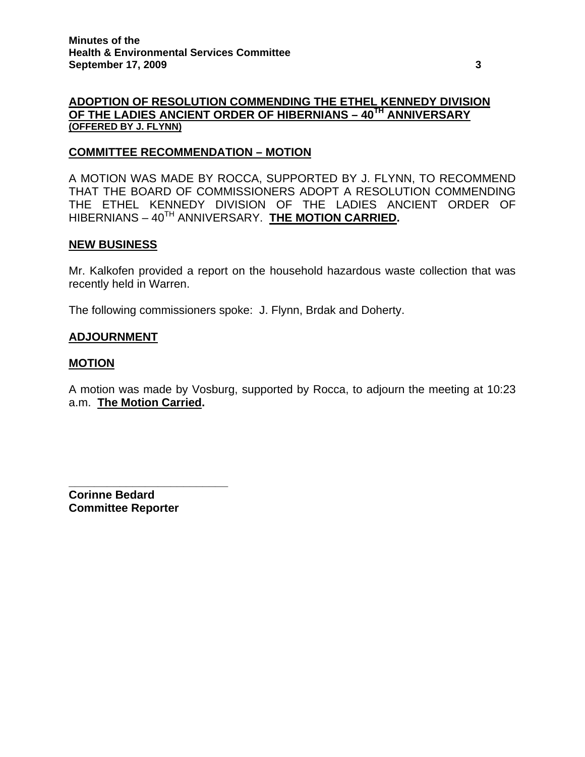## ADOPTION OF RESOLUTION COMMENDING THE ETHEL KENNEDY DIVISION OF THE LADIES ANCIENT ORDER OF HIBERNIANS – 40TH ANNIVERSARY (OFFERED BY J. FLYNN)

### COMMITTEE RECOMMENDATION – MOTION

A MOTION WAS MADE BY ROCCA, SUPPORTED BY J. FLYNN, TO RECOMMEND THAT THE BOARD OF COMMISSIONERS ADOPT A RESOLUTION COMMENDING THE ETHEL KENNEDY DIVISION OF THE LADIES ANCIENT ORDER OF HIBERNIANS – 40TH ANNIVERSARY. **THE MOTION CARRIED.**

## NEW BUSINESS

Mr. Kalkofen provided a report on the household hazardous waste collection that was recently held in Warren.

The following commissioners spoke: J. Flynn, Brdak and Doherty.

## ADJOURNMENT

### MOTION

A motion was made by Vosburg, supported by Rocca, to adjourn the meeting at 10:23 a.m. **The Motion Carried.**

\_\_\_\_\_\_\_\_\_\_\_\_\_\_\_\_\_\_\_\_\_\_\_\_\_\_

**Corinne Bedard**
**Committee Reporter**